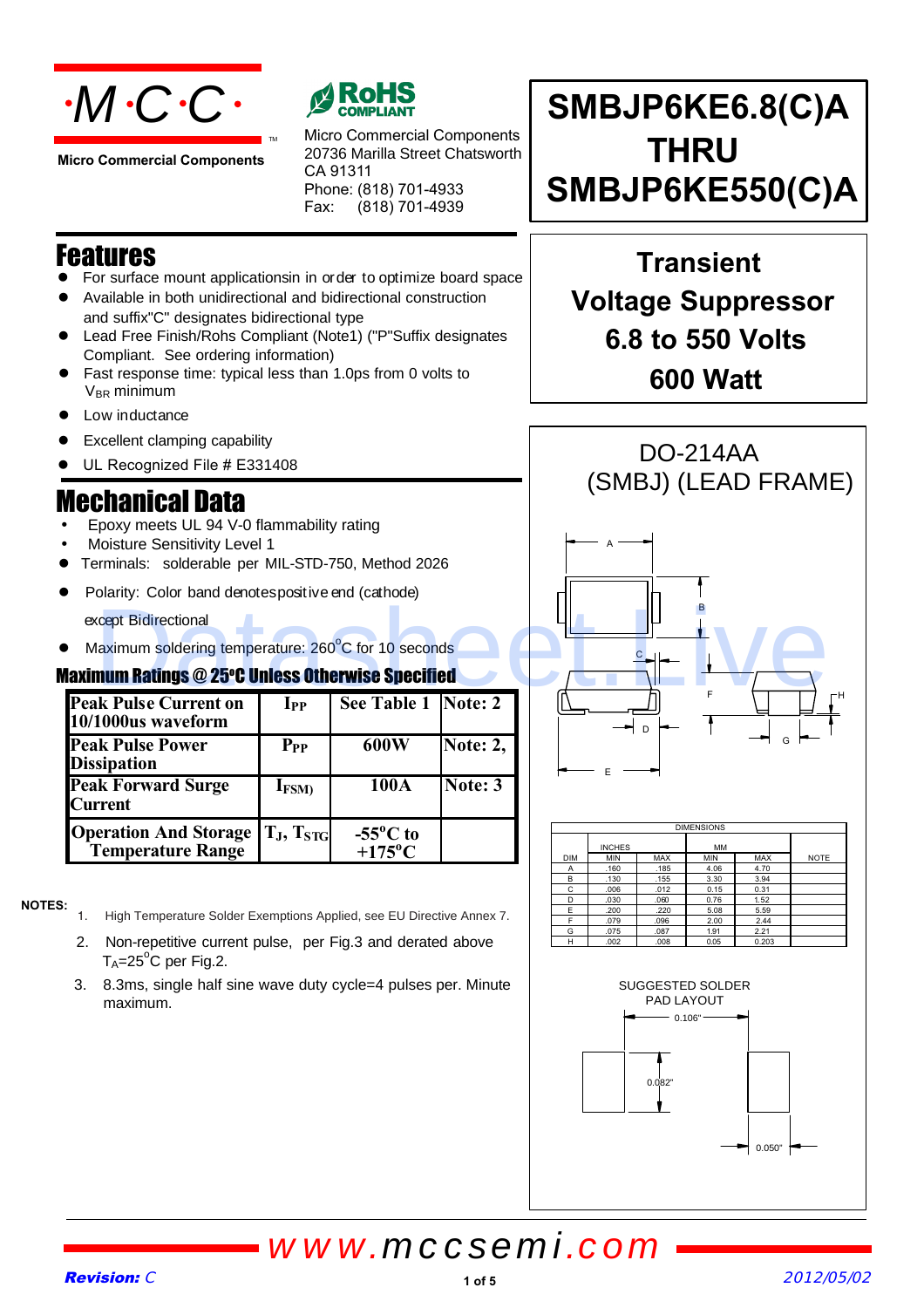# ·M·C·C·

Micro Commercial Components

RoHS COMPLIANT

Micro Commercial Components
20736 Marilla Street Chatsworth
CA 91311
Phone: (818) 701-4933
Fax: (818) 701-4939

# SMBJP6KE6.8(C)A THRU SMBJP6KE550(C)A

## Transient Voltage Suppressor 6.8 to 550 Volts 600 Watt

## Features

- For surface mount applicationsin in order to optimize board space
- Available in both unidirectional and bidirectional construction and suffix"C" designates bidirectional type
- Lead Free Finish/Rohs Compliant (Note1) ("P"Suffix designates Compliant. See ordering information)
- Fast response time: typical less than 1.0ps from 0 volts to $V_{BR}$ minimum
- Low inductance
- Excellent clamping capability
- UL Recognized File # E331408

## Mechanical Data

- Epoxy meets UL 94 V-0 flammability rating
- Moisture Sensitivity Level 1
- Terminals: solderable per MIL-STD-750, Method 2026
- Polarity: Color band denotespositive end (cathode) except Bidirectional
- Maximum soldering temperature: 260°C for 10 seconds

## Maximum Ratings @ 25°C Unless Otherwise Specified

| | | | |
|---|---|---|---|
| Peak Pulse Current on 10/1000us waveform | $I_{PP}$ | See Table 1 | Note: 2 |
| Peak Pulse Power Dissipation | $P_{PP}$ | 600W | Note: 2, |
| Peak Forward Surge Current | $I_{FSM}$ | 100A | Note: 3 |
| Operation And Storage Temperature Range | $T_J$, $T_{STG}$ | -55°C to +175°C | |

**NOTES:**

1. High Temperature Solder Exemptions Applied, see EU Directive Annex 7.
2. Non-repetitive current pulse, per Fig.3 and derated above $T_A$=25°C per Fig.2.
3. 8.3ms, single half sine wave duty cycle=4 pulses per. Minute maximum.

## DO-214AA (SMBJ) (LEAD FRAME)

| DIMENSIONS | | | | | |
|---|---|---|---|---|---|
| | INCHES | | MM | | |
| DIM | MIN | MAX | MIN | MAX | NOTE |
| A | .160 | .185 | 4.06 | 4.70 | |
| B | .130 | .155 | 3.30 | 3.94 | |
| C | .006 | .012 | 0.15 | 0.31 | |
| D | .030 | .060 | 0.76 | 1.52 | |
| E | .200 | .220 | 5.08 | 5.59 | |
| F | .079 | .096 | 2.00 | 2.44 | |
| G | .075 | .087 | 1.91 | 2.21 | |
| H | .002 | .008 | 0.05 | 0.203 | |

SUGGESTED SOLDER PAD LAYOUT

0.106"  0.082"  0.050"

www.mccsemi.com

Revision: C

2012/05/02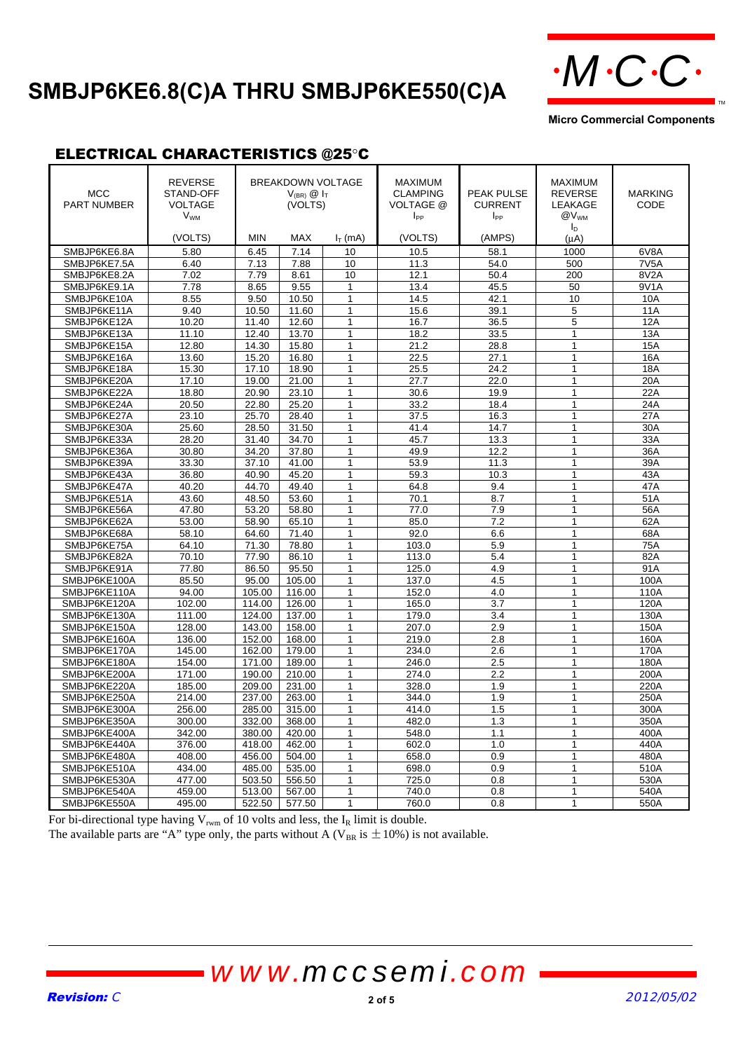# SMBJP6KE6.8(C)A THRU SMBJP6KE550(C)A

## ELECTRICAL CHARACTERISTICS @25°C

| MCC PART NUMBER | REVERSE STAND-OFF VOLTAGE $V_{WM}$ | BREAKDOWN VOLTAGE $V_{(BR)}$ @ $I_T$ (VOLTS) | | | MAXIMUM CLAMPING VOLTAGE @ $I_{PP}$ | PEAK PULSE CURRENT $I_{PP}$ | MAXIMUM REVERSE LEAKAGE @$V_{WM}$ $I_D$ | MARKING CODE |
|---|---|---|---|---|---|---|---|---|
| | (VOLTS) | MIN | MAX | $I_T$ (mA) | (VOLTS) | (AMPS) | (μA) | |
| SMBJP6KE6.8A | 5.80 | 6.45 | 7.14 | 10 | 10.5 | 58.1 | 1000 | 6V8A |
| SMBJP6KE7.5A | 6.40 | 7.13 | 7.88 | 10 | 11.3 | 54.0 | 500 | 7V5A |
| SMBJP6KE8.2A | 7.02 | 7.79 | 8.61 | 10 | 12.1 | 50.4 | 200 | 8V2A |
| SMBJP6KE9.1A | 7.78 | 8.65 | 9.55 | 1 | 13.4 | 45.5 | 50 | 9V1A |
| SMBJP6KE10A | 8.55 | 9.50 | 10.50 | 1 | 14.5 | 42.1 | 10 | 10A |
| SMBJP6KE11A | 9.40 | 10.50 | 11.60 | 1 | 15.6 | 39.1 | 5 | 11A |
| SMBJP6KE12A | 10.20 | 11.40 | 12.60 | 1 | 16.7 | 36.5 | 5 | 12A |
| SMBJP6KE13A | 11.10 | 12.40 | 13.70 | 1 | 18.2 | 33.5 | 1 | 13A |
| SMBJP6KE15A | 12.80 | 14.30 | 15.80 | 1 | 21.2 | 28.8 | 1 | 15A |
| SMBJP6KE16A | 13.60 | 15.20 | 16.80 | 1 | 22.5 | 27.1 | 1 | 16A |
| SMBJP6KE18A | 15.30 | 17.10 | 18.90 | 1 | 25.5 | 24.2 | 1 | 18A |
| SMBJP6KE20A | 17.10 | 19.00 | 21.00 | 1 | 27.7 | 22.0 | 1 | 20A |
| SMBJP6KE22A | 18.80 | 20.90 | 23.10 | 1 | 30.6 | 19.9 | 1 | 22A |
| SMBJP6KE24A | 20.50 | 22.80 | 25.20 | 1 | 33.2 | 18.4 | 1 | 24A |
| SMBJP6KE27A | 23.10 | 25.70 | 28.40 | 1 | 37.5 | 16.3 | 1 | 27A |
| SMBJP6KE30A | 25.60 | 28.50 | 31.50 | 1 | 41.4 | 14.7 | 1 | 30A |
| SMBJP6KE33A | 28.20 | 31.40 | 34.70 | 1 | 45.7 | 13.3 | 1 | 33A |
| SMBJP6KE36A | 30.80 | 34.20 | 37.80 | 1 | 49.9 | 12.2 | 1 | 36A |
| SMBJP6KE39A | 33.30 | 37.10 | 41.00 | 1 | 53.9 | 11.3 | 1 | 39A |
| SMBJP6KE43A | 36.80 | 40.90 | 45.20 | 1 | 59.3 | 10.3 | 1 | 43A |
| SMBJP6KE47A | 40.20 | 44.70 | 49.40 | 1 | 64.8 | 9.4 | 1 | 47A |
| SMBJP6KE51A | 43.60 | 48.50 | 53.60 | 1 | 70.1 | 8.7 | 1 | 51A |
| SMBJP6KE56A | 47.80 | 53.20 | 58.80 | 1 | 77.0 | 7.9 | 1 | 56A |
| SMBJP6KE62A | 53.00 | 58.90 | 65.10 | 1 | 85.0 | 7.2 | 1 | 62A |
| SMBJP6KE68A | 58.10 | 64.60 | 71.40 | 1 | 92.0 | 6.6 | 1 | 68A |
| SMBJP6KE75A | 64.10 | 71.30 | 78.80 | 1 | 103.0 | 5.9 | 1 | 75A |
| SMBJP6KE82A | 70.10 | 77.90 | 86.10 | 1 | 113.0 | 5.4 | 1 | 82A |
| SMBJP6KE91A | 77.80 | 86.50 | 95.50 | 1 | 125.0 | 4.9 | 1 | 91A |
| SMBJP6KE100A | 85.50 | 95.00 | 105.00 | 1 | 137.0 | 4.5 | 1 | 100A |
| SMBJP6KE110A | 94.00 | 105.00 | 116.00 | 1 | 152.0 | 4.0 | 1 | 110A |
| SMBJP6KE120A | 102.00 | 114.00 | 126.00 | 1 | 165.0 | 3.7 | 1 | 120A |
| SMBJP6KE130A | 111.00 | 124.00 | 137.00 | 1 | 179.0 | 3.4 | 1 | 130A |
| SMBJP6KE150A | 128.00 | 143.00 | 158.00 | 1 | 207.0 | 2.9 | 1 | 150A |
| SMBJP6KE160A | 136.00 | 152.00 | 168.00 | 1 | 219.0 | 2.8 | 1 | 160A |
| SMBJP6KE170A | 145.00 | 162.00 | 179.00 | 1 | 234.0 | 2.6 | 1 | 170A |
| SMBJP6KE180A | 154.00 | 171.00 | 189.00 | 1 | 246.0 | 2.5 | 1 | 180A |
| SMBJP6KE200A | 171.00 | 190.00 | 210.00 | 1 | 274.0 | 2.2 | 1 | 200A |
| SMBJP6KE220A | 185.00 | 209.00 | 231.00 | 1 | 328.0 | 1.9 | 1 | 220A |
| SMBJP6KE250A | 214.00 | 237.00 | 263.00 | 1 | 344.0 | 1.9 | 1 | 250A |
| SMBJP6KE300A | 256.00 | 285.00 | 315.00 | 1 | 414.0 | 1.5 | 1 | 300A |
| SMBJP6KE350A | 300.00 | 332.00 | 368.00 | 1 | 482.0 | 1.3 | 1 | 350A |
| SMBJP6KE400A | 342.00 | 380.00 | 420.00 | 1 | 548.0 | 1.1 | 1 | 400A |
| SMBJP6KE440A | 376.00 | 418.00 | 462.00 | 1 | 602.0 | 1.0 | 1 | 440A |
| SMBJP6KE480A | 408.00 | 456.00 | 504.00 | 1 | 658.0 | 0.9 | 1 | 480A |
| SMBJP6KE510A | 434.00 | 485.00 | 535.00 | 1 | 698.0 | 0.9 | 1 | 510A |
| SMBJP6KE530A | 477.00 | 503.50 | 556.50 | 1 | 725.0 | 0.8 | 1 | 530A |
| SMBJP6KE540A | 459.00 | 513.00 | 567.00 | 1 | 740.0 | 0.8 | 1 | 540A |
| SMBJP6KE550A | 495.00 | 522.50 | 577.50 | 1 | 760.0 | 0.8 | 1 | 550A |

For bi-directional type having $V_{rwm}$ of 10 volts and less, the $I_R$ limit is double.
The available parts are "A" type only, the parts without A ($V_{BR}$ is ±10%) is not available.

www.mccsemi.com

*Revision:* C    *2012/05/02*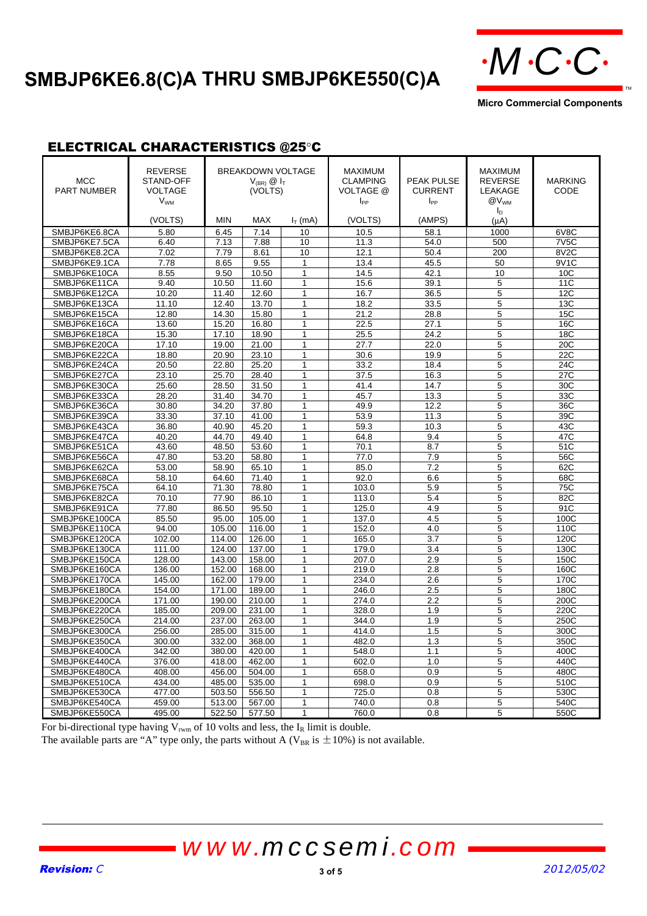# SMBJP6KE6.8(C)A THRU SMBJP6KE550(C)A

## ELECTRICAL CHARACTERISTICS @25°C

| MCC PART NUMBER | REVERSE STAND-OFF VOLTAGE $V_{WM}$ (VOLTS) | BREAKDOWN VOLTAGE $V_{(BR)}$ @ $I_T$ (VOLTS) MIN | MAX | $I_T$ (mA) | MAXIMUM CLAMPING VOLTAGE @ $I_{PP}$ (VOLTS) | PEAK PULSE CURRENT $I_{PP}$ (AMPS) | MAXIMUM REVERSE LEAKAGE @$V_{WM}$ $I_D$ (μA) | MARKING CODE |
|---|---|---|---|---|---|---|---|---|
| SMBJP6KE6.8CA | 5.80 | 6.45 | 7.14 | 10 | 10.5 | 58.1 | 1000 | 6V8C |
| SMBJP6KE7.5CA | 6.40 | 7.13 | 7.88 | 10 | 11.3 | 54.0 | 500 | 7V5C |
| SMBJP6KE8.2CA | 7.02 | 7.79 | 8.61 | 10 | 12.1 | 50.4 | 200 | 8V2C |
| SMBJP6KE9.1CA | 7.78 | 8.65 | 9.55 | 1 | 13.4 | 45.5 | 50 | 9V1C |
| SMBJP6KE10CA | 8.55 | 9.50 | 10.50 | 1 | 14.5 | 42.1 | 10 | 10C |
| SMBJP6KE11CA | 9.40 | 10.50 | 11.60 | 1 | 15.6 | 39.1 | 5 | 11C |
| SMBJP6KE12CA | 10.20 | 11.40 | 12.60 | 1 | 16.7 | 36.5 | 5 | 12C |
| SMBJP6KE13CA | 11.10 | 12.40 | 13.70 | 1 | 18.2 | 33.5 | 5 | 13C |
| SMBJP6KE15CA | 12.80 | 14.30 | 15.80 | 1 | 21.2 | 28.8 | 5 | 15C |
| SMBJP6KE16CA | 13.60 | 15.20 | 16.80 | 1 | 22.5 | 27.1 | 5 | 16C |
| SMBJP6KE18CA | 15.30 | 17.10 | 18.90 | 1 | 25.5 | 24.2 | 5 | 18C |
| SMBJP6KE20CA | 17.10 | 19.00 | 21.00 | 1 | 27.7 | 22.0 | 5 | 20C |
| SMBJP6KE22CA | 18.80 | 20.90 | 23.10 | 1 | 30.6 | 19.9 | 5 | 22C |
| SMBJP6KE24CA | 20.50 | 22.80 | 25.20 | 1 | 33.2 | 18.4 | 5 | 24C |
| SMBJP6KE27CA | 23.10 | 25.70 | 28.40 | 1 | 37.5 | 16.3 | 5 | 27C |
| SMBJP6KE30CA | 25.60 | 28.50 | 31.50 | 1 | 41.4 | 14.7 | 5 | 30C |
| SMBJP6KE33CA | 28.20 | 31.40 | 34.70 | 1 | 45.7 | 13.3 | 5 | 33C |
| SMBJP6KE36CA | 30.80 | 34.20 | 37.80 | 1 | 49.9 | 12.2 | 5 | 36C |
| SMBJP6KE39CA | 33.30 | 37.10 | 41.00 | 1 | 53.9 | 11.3 | 5 | 39C |
| SMBJP6KE43CA | 36.80 | 40.90 | 45.20 | 1 | 59.3 | 10.3 | 5 | 43C |
| SMBJP6KE47CA | 40.20 | 44.70 | 49.40 | 1 | 64.8 | 9.4 | 5 | 47C |
| SMBJP6KE51CA | 43.60 | 48.50 | 53.60 | 1 | 70.1 | 8.7 | 5 | 51C |
| SMBJP6KE56CA | 47.80 | 53.20 | 58.80 | 1 | 77.0 | 7.9 | 5 | 56C |
| SMBJP6KE62CA | 53.00 | 58.90 | 65.10 | 1 | 85.0 | 7.2 | 5 | 62C |
| SMBJP6KE68CA | 58.10 | 64.60 | 71.40 | 1 | 92.0 | 6.6 | 5 | 68C |
| SMBJP6KE75CA | 64.10 | 71.30 | 78.80 | 1 | 103.0 | 5.9 | 5 | 75C |
| SMBJP6KE82CA | 70.10 | 77.90 | 86.10 | 1 | 113.0 | 5.4 | 5 | 82C |
| SMBJP6KE91CA | 77.80 | 86.50 | 95.50 | 1 | 125.0 | 4.9 | 5 | 91C |
| SMBJP6KE100CA | 85.50 | 95.00 | 105.00 | 1 | 137.0 | 4.5 | 5 | 100C |
| SMBJP6KE110CA | 94.00 | 105.00 | 116.00 | 1 | 152.0 | 4.0 | 5 | 110C |
| SMBJP6KE120CA | 102.00 | 114.00 | 126.00 | 1 | 165.0 | 3.7 | 5 | 120C |
| SMBJP6KE130CA | 111.00 | 124.00 | 137.00 | 1 | 179.0 | 3.4 | 5 | 130C |
| SMBJP6KE150CA | 128.00 | 143.00 | 158.00 | 1 | 207.0 | 2.9 | 5 | 150C |
| SMBJP6KE160CA | 136.00 | 152.00 | 168.00 | 1 | 219.0 | 2.8 | 5 | 160C |
| SMBJP6KE170CA | 145.00 | 162.00 | 179.00 | 1 | 234.0 | 2.6 | 5 | 170C |
| SMBJP6KE180CA | 154.00 | 171.00 | 189.00 | 1 | 246.0 | 2.5 | 5 | 180C |
| SMBJP6KE200CA | 171.00 | 190.00 | 210.00 | 1 | 274.0 | 2.2 | 5 | 200C |
| SMBJP6KE220CA | 185.00 | 209.00 | 231.00 | 1 | 328.0 | 1.9 | 5 | 220C |
| SMBJP6KE250CA | 214.00 | 237.00 | 263.00 | 1 | 344.0 | 1.9 | 5 | 250C |
| SMBJP6KE300CA | 256.00 | 285.00 | 315.00 | 1 | 414.0 | 1.5 | 5 | 300C |
| SMBJP6KE350CA | 300.00 | 332.00 | 368.00 | 1 | 482.0 | 1.3 | 5 | 350C |
| SMBJP6KE400CA | 342.00 | 380.00 | 420.00 | 1 | 548.0 | 1.1 | 5 | 400C |
| SMBJP6KE440CA | 376.00 | 418.00 | 462.00 | 1 | 602.0 | 1.0 | 5 | 440C |
| SMBJP6KE480CA | 408.00 | 456.00 | 504.00 | 1 | 658.0 | 0.9 | 5 | 480C |
| SMBJP6KE510CA | 434.00 | 485.00 | 535.00 | 1 | 698.0 | 0.9 | 5 | 510C |
| SMBJP6KE530CA | 477.00 | 503.50 | 556.50 | 1 | 725.0 | 0.8 | 5 | 530C |
| SMBJP6KE540CA | 459.00 | 513.00 | 567.00 | 1 | 740.0 | 0.8 | 5 | 540C |
| SMBJP6KE550CA | 495.00 | 522.50 | 577.50 | 1 | 760.0 | 0.8 | 5 | 550C |

For bi-directional type having $V_{rwm}$ of 10 volts and less, the $I_R$ limit is double.
The available parts are "A" type only, the parts without A ($V_{BR}$ is ±10%) is not available.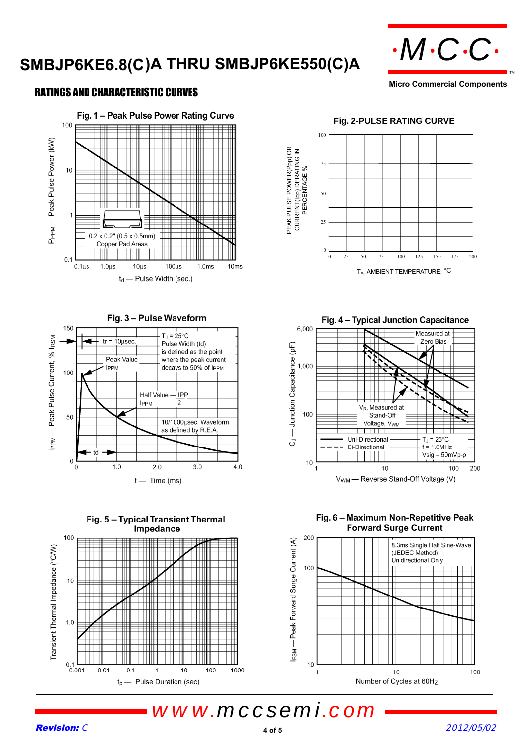# SMBJP6KE6.8(C)A THRU SMBJP6KE550(C)A

Micro Commercial Components

## RATINGS AND CHARACTERISTIC CURVES

**Fig. 1 – Peak Pulse Power Rating Curve**

$P_{PPM}$ — Peak Pulse Power (kW)

0.2 x 0.2" (0.5 x 0.5mm) Copper Pad Areas

$t_d$ — Pulse Width (sec.)

**Fig. 2-PULSE RATING CURVE**

PEAK PULSE POWER(Ppp) OR CURRENT(Ipp) DERATING IN PERCENTAGE %

$T_A$, AMBIENT TEMPERATURE, °C

**Fig. 3 – Pulse Waveform**

$I_{PPM}$ — Peak Pulse Current, % $I_{RSM}$

tr = 10µsec.

$T_J$ = 25°C
Pulse Width (td) is defined as the point where the peak current decays to 50% of $I_{PPM}$

Peak Value $I_{PPM}$

Half Value — $\frac{I_{PP}}{2}$ $I_{PPM}$

10/1000µsec. Waveform as defined by R.E.A.

td

t — Time (ms)

**Fig. 4 – Typical Junction Capacitance**

$C_J$ — Junction Capacitance (pF)

Measured at Zero Bias

$V_R$, Measured at Stand-Off Voltage, $V_{WM}$

Uni-Directional
Bi-Directional

$T_J$ = 25°C
f = 1.0MHz
Vsig = 50mVp-p

$V_{WM}$ — Reverse Stand-Off Voltage (V)

**Fig. 5 – Typical Transient Thermal Impedance**

Transient Thermal Impedance (°C/W)

$t_p$ — Pulse Duration (sec)

**Fig. 6 – Maximum Non-Repetitive Peak Forward Surge Current**

$I_{FSM}$ — Peak Forward Surge Current (A)

8.3ms Single Half Sine-Wave (JEDEC Method) Unidirectional Only

Number of Cycles at 60Hz

www.mccsemi.com

**Revision:** C

2012/05/02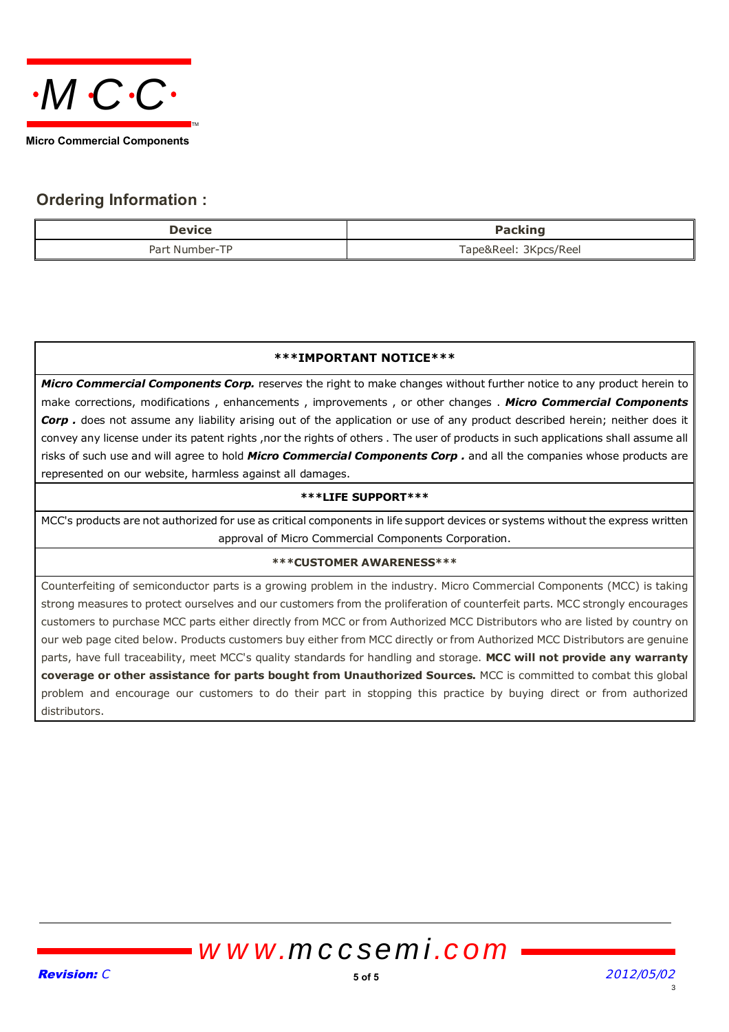**Micro Commercial Components**

## Ordering Information :

| Device | Packing |
|---|---|
| Part Number-TP | Tape&Reel: 3Kpcs/Reel |

| ***IMPORTANT NOTICE*** |
|---|
| ***Micro Commercial Components Corp.*** reserves the right to make changes without further notice to any product herein to make corrections, modifications , enhancements , improvements , or other changes . ***Micro Commercial Components Corp .*** does not assume any liability arising out of the application or use of any product described herein; neither does it convey any license under its patent rights ,nor the rights of others . The user of products in such applications shall assume all risks of such use and will agree to hold ***Micro Commercial Components Corp .*** and all the companies whose products are represented on our website, harmless against all damages. |
| **\*\*\*LIFE SUPPORT\*\*\*** |
| MCC's products are not authorized for use as critical components in life support devices or systems without the express written approval of Micro Commercial Components Corporation. |
| **\*\*\*CUSTOMER AWARENESS\*\*\*** |
| Counterfeiting of semiconductor parts is a growing problem in the industry. Micro Commercial Components (MCC) is taking strong measures to protect ourselves and our customers from the proliferation of counterfeit parts. MCC strongly encourages customers to purchase MCC parts either directly from MCC or from Authorized MCC Distributors who are listed by country on our web page cited below. Products customers buy either from MCC directly or from Authorized MCC Distributors are genuine parts, have full traceability, meet MCC's quality standards for handling and storage. **MCC will not provide any warranty coverage or other assistance for parts bought from Unauthorized Sources.** MCC is committed to combat this global problem and encourage our customers to do their part in stopping this practice by buying direct or from authorized distributors. |

*www.mccsemi.com*

***Revision:*** *C*

*2012/05/02*